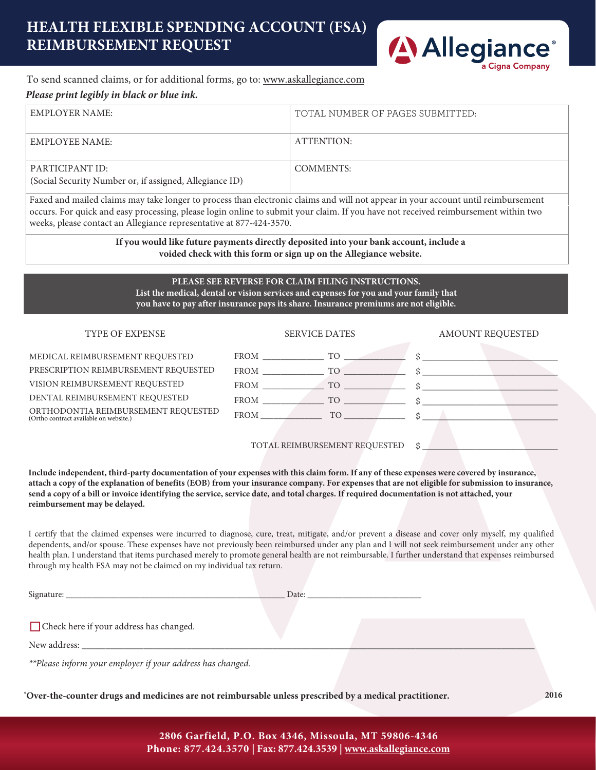# HEALTH FLEXIBLE SPENDING ACCOUNT (FSA) REIMBURSEMENT REQUEST

Allegiance® a Cigna Company

To send scanned claims, or for additional forms, go to: www.askallegiance.com

***Please print legibly in black or blue ink.***

| | |
|---|---|
| EMPLOYER NAME: | TOTAL NUMBER OF PAGES SUBMITTED: |
| EMPLOYEE NAME: | ATTENTION: |
| PARTICIPANT ID: (Social Security Number or, if assigned, Allegiance ID) | COMMENTS: |

Faxed and mailed claims may take longer to process than electronic claims and will not appear in your account until reimbursement occurs. For quick and easy processing, please login online to submit your claim. If you have not received reimbursement within two weeks, please contact an Allegiance representative at 877-424-3570.

**If you would like future payments directly deposited into your bank account, include a voided check with this form or sign up on the Allegiance website.**

**PLEASE SEE REVERSE FOR CLAIM FILING INSTRUCTIONS.**
**List the medical, dental or vision services and expenses for you and your family that you have to pay after insurance pays its share. Insurance premiums are not eligible.**

| TYPE OF EXPENSE | SERVICE DATES | | AMOUNT REQUESTED |
|---|---|---|---|
| MEDICAL REIMBURSEMENT REQUESTED | FROM ______ | TO ______ | $ ______ |
| PRESCRIPTION REIMBURSEMENT REQUESTED | FROM ______ | TO ______ | $ ______ |
| VISION REIMBURSEMENT REQUESTED | FROM ______ | TO ______ | $ ______ |
| DENTAL REIMBURSEMENT REQUESTED | FROM ______ | TO ______ | $ ______ |
| ORTHODONTIA REIMBURSEMENT REQUESTED (Ortho contract available on website.) | FROM ______ | TO ______ | $ ______ |

TOTAL REIMBURSEMENT REQUESTED $ ______

**Include independent, third-party documentation of your expenses with this claim form. If any of these expenses were covered by insurance, attach a copy of the explanation of benefits (EOB) from your insurance company. For expenses that are not eligible for submission to insurance, send a copy of a bill or invoice identifying the service, service date, and total charges. If required documentation is not attached, your reimbursement may be delayed.**

I certify that the claimed expenses were incurred to diagnose, cure, treat, mitigate, and/or prevent a disease and cover only myself, my qualified dependents, and/or spouse. These expenses have not previously been reimbursed under any plan and I will not seek reimbursement under any other health plan. I understand that items purchased merely to promote general health are not reimbursable. I further understand that expenses reimbursed through my health FSA may not be claimed on my individual tax return.

Signature: ______________________ Date: ______________

☐ Check here if your address has changed.

New address: ______________________________________

*\*\*Please inform your employer if your address has changed.*

\***Over-the-counter drugs and medicines are not reimbursable unless prescribed by a medical practitioner.**

2016

**2806 Garfield, P.O. Box 4346, Missoula, MT 59806-4346**
**Phone: 877.424.3570 | Fax: 877.424.3539 | www.askallegiance.com**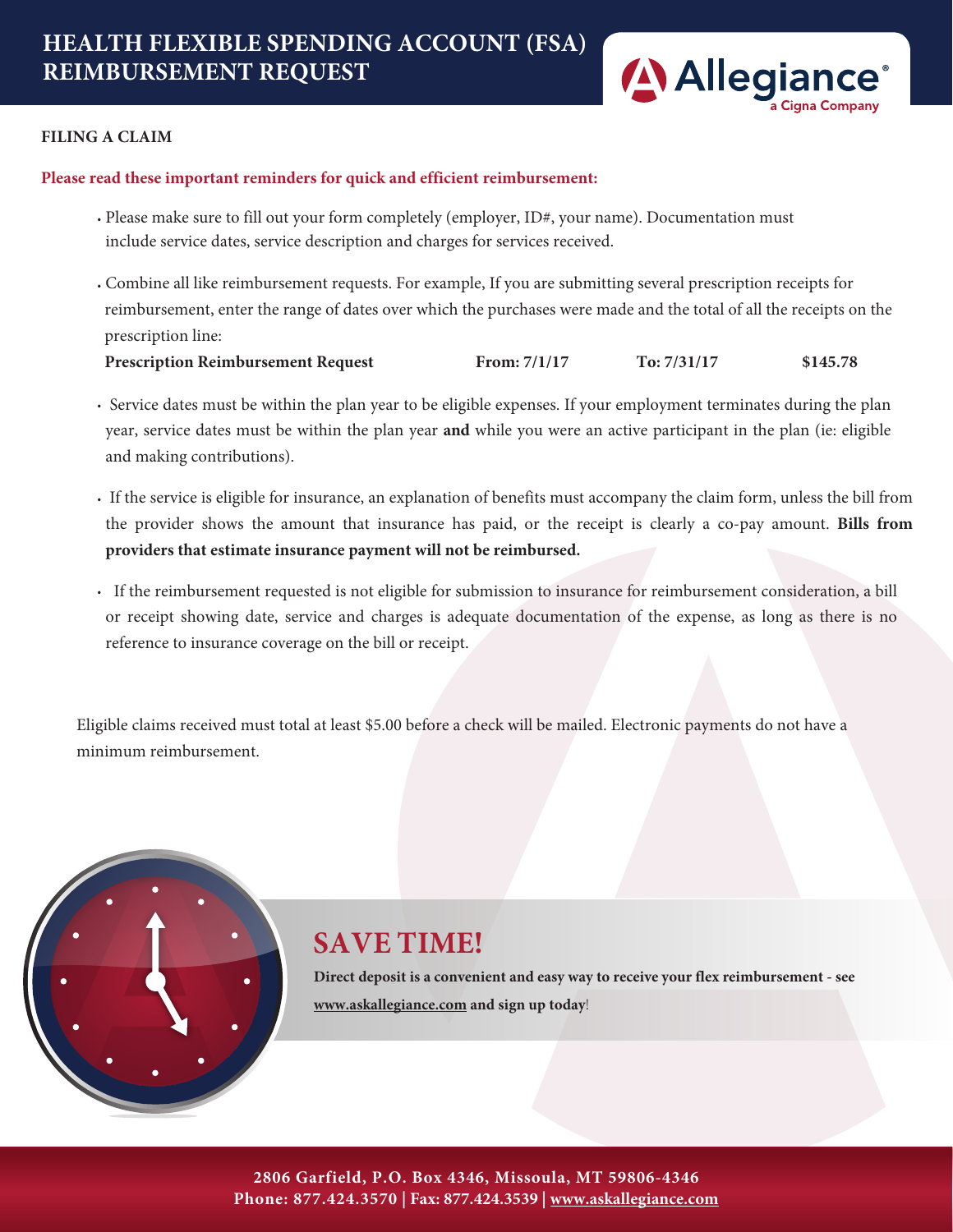# HEALTH FLEXIBLE SPENDING ACCOUNT (FSA) REIMBURSEMENT REQUEST

Allegiance® a Cigna Company

## FILING A CLAIM

**Please read these important reminders for quick and efficient reimbursement:**

- Please make sure to fill out your form completely (employer, ID#, your name). Documentation must include service dates, service description and charges for services received.
- Combine all like reimbursement requests. For example, If you are submitting several prescription receipts for reimbursement, enter the range of dates over which the purchases were made and the total of all the receipts on the prescription line:

  **Prescription Reimbursement Request     From: 7/1/17     To: 7/31/17     $145.78**

- Service dates must be within the plan year to be eligible expenses. If your employment terminates during the plan year, service dates must be within the plan year **and** while you were an active participant in the plan (ie: eligible and making contributions).
- If the service is eligible for insurance, an explanation of benefits must accompany the claim form, unless the bill from the provider shows the amount that insurance has paid, or the receipt is clearly a co-pay amount. **Bills from providers that estimate insurance payment will not be reimbursed.**
- If the reimbursement requested is not eligible for submission to insurance for reimbursement consideration, a bill or receipt showing date, service and charges is adequate documentation of the expense, as long as there is no reference to insurance coverage on the bill or receipt.

Eligible claims received must total at least $5.00 before a check will be mailed. Electronic payments do not have a minimum reimbursement.

## SAVE TIME!

**Direct deposit is a convenient and easy way to receive your flex reimbursement - see www.askallegiance.com and sign up today**!

**2806 Garfield, P.O. Box 4346, Missoula, MT 59806-4346**
**Phone: 877.424.3570 | Fax: 877.424.3539 | www.askallegiance.com**